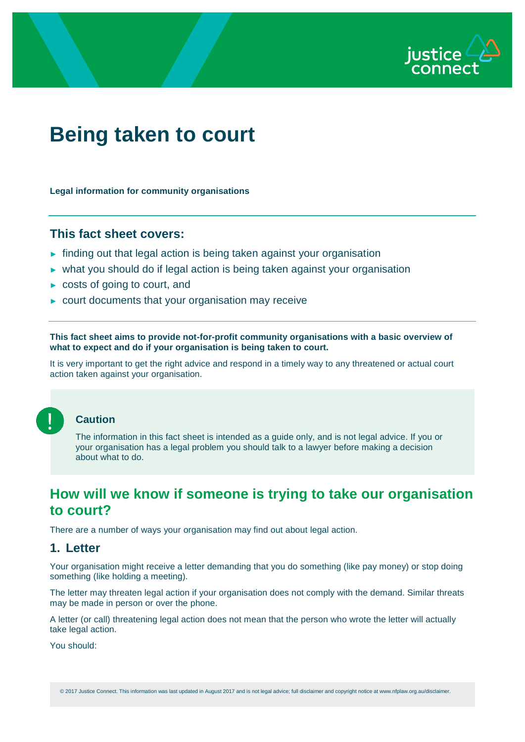# Being taken to court

**Legal information for community organisations**

## This fact sheet covers:

- finding out that legal action is being taken against your organisation
- what you should do if legal action is being taken against your organisation
- costs of going to court, and
- court documents that your organisation may receive

**This fact sheet aims to provide not-for-profit community organisations with a basic overview of what to expect and do if your organisation is being taken to court.**

It is very important to get the right advice and respond in a timely way to any threatened or actual court action taken against your organisation.

> **Caution**
>
> The information in this fact sheet is intended as a guide only, and is not legal advice. If you or your organisation has a legal problem you should talk to a lawyer before making a decision about what to do.

## How will we know if someone is trying to take our organisation to court?

There are a number of ways your organisation may find out about legal action.

### 1. Letter

Your organisation might receive a letter demanding that you do something (like pay money) or stop doing something (like holding a meeting).

The letter may threaten legal action if your organisation does not comply with the demand. Similar threats may be made in person or over the phone.

A letter (or call) threatening legal action does not mean that the person who wrote the letter will actually take legal action.

You should: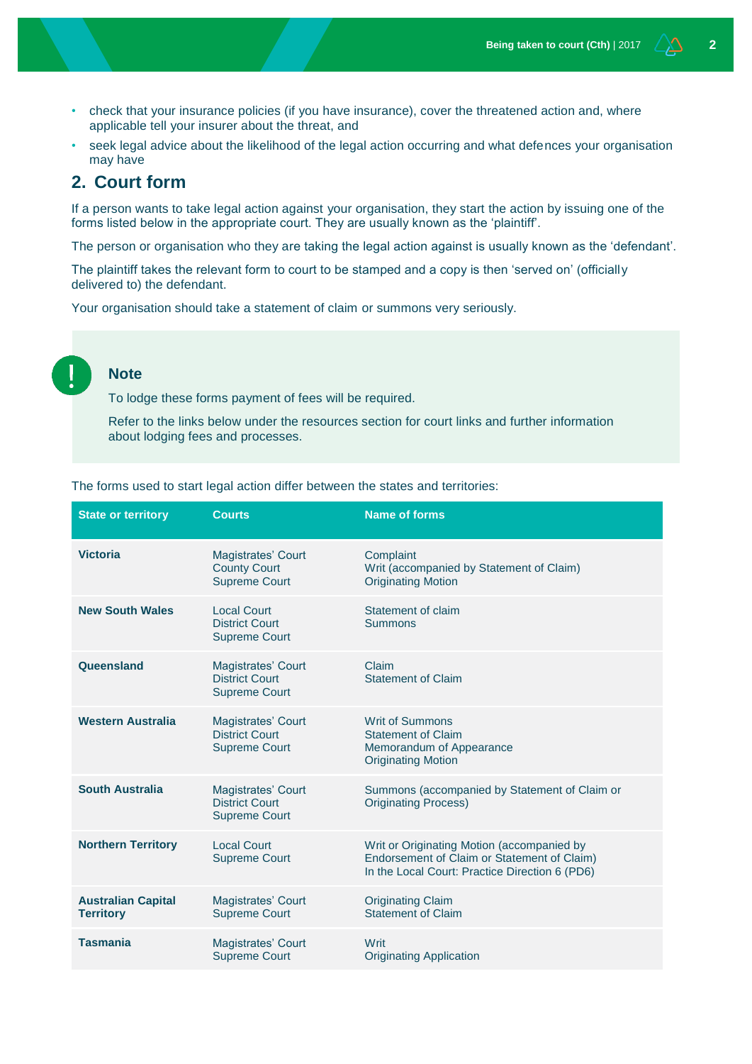- check that your insurance policies (if you have insurance), cover the threatened action and, where applicable tell your insurer about the threat, and
- seek legal advice about the likelihood of the legal action occurring and what defences your organisation may have

## 2. Court form

If a person wants to take legal action against your organisation, they start the action by issuing one of the forms listed below in the appropriate court. They are usually known as the 'plaintiff'.

The person or organisation who they are taking the legal action against is usually known as the 'defendant'.

The plaintiff takes the relevant form to court to be stamped and a copy is then 'served on' (officially delivered to) the defendant.

Your organisation should take a statement of claim or summons very seriously.

> **Note**
>
> To lodge these forms payment of fees will be required.
>
> Refer to the links below under the resources section for court links and further information about lodging fees and processes.

The forms used to start legal action differ between the states and territories:

| State or territory | Courts | Name of forms |
|---|---|---|
| **Victoria** | Magistrates' Court<br>County Court<br>Supreme Court | Complaint<br>Writ (accompanied by Statement of Claim)<br>Originating Motion |
| **New South Wales** | Local Court<br>District Court<br>Supreme Court | Statement of claim<br>Summons |
| **Queensland** | Magistrates' Court<br>District Court<br>Supreme Court | Claim<br>Statement of Claim |
| **Western Australia** | Magistrates' Court<br>District Court<br>Supreme Court | Writ of Summons<br>Statement of Claim<br>Memorandum of Appearance<br>Originating Motion |
| **South Australia** | Magistrates' Court<br>District Court<br>Supreme Court | Summons (accompanied by Statement of Claim or Originating Process) |
| **Northern Territory** | Local Court<br>Supreme Court | Writ or Originating Motion (accompanied by Endorsement of Claim or Statement of Claim)<br>In the Local Court: Practice Direction 6 (PD6) |
| **Australian Capital Territory** | Magistrates' Court<br>Supreme Court | Originating Claim<br>Statement of Claim |
| **Tasmania** | Magistrates' Court<br>Supreme Court | Writ<br>Originating Application |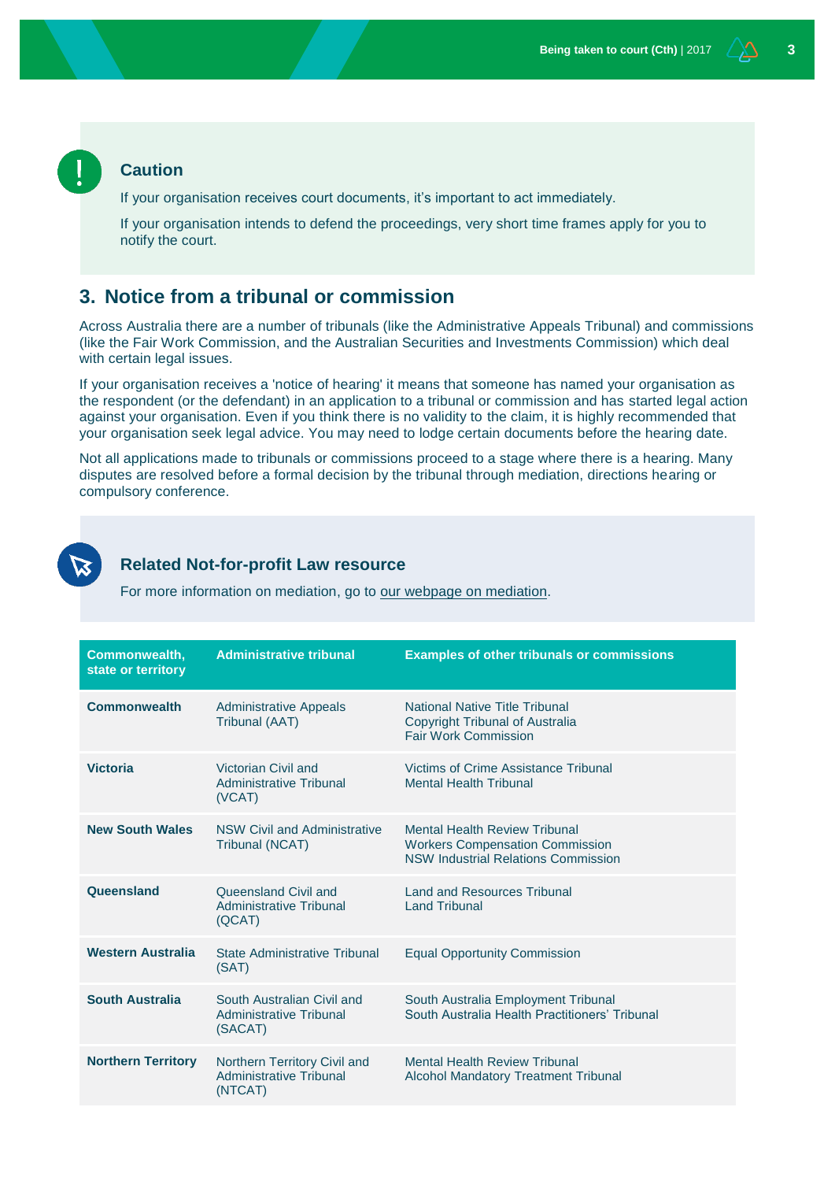**Caution**

If your organisation receives court documents, it's important to act immediately.

If your organisation intends to defend the proceedings, very short time frames apply for you to notify the court.

## 3. Notice from a tribunal or commission

Across Australia there are a number of tribunals (like the Administrative Appeals Tribunal) and commissions (like the Fair Work Commission, and the Australian Securities and Investments Commission) which deal with certain legal issues.

If your organisation receives a 'notice of hearing' it means that someone has named your organisation as the respondent (or the defendant) in an application to a tribunal or commission and has started legal action against your organisation. Even if you think there is no validity to the claim, it is highly recommended that your organisation seek legal advice. You may need to lodge certain documents before the hearing date.

Not all applications made to tribunals or commissions proceed to a stage where there is a hearing. Many disputes are resolved before a formal decision by the tribunal through mediation, directions hearing or compulsory conference.

**Related Not-for-profit Law resource**

For more information on mediation, go to our webpage on mediation.

| Commonwealth, state or territory | Administrative tribunal | Examples of other tribunals or commissions |
|---|---|---|
| **Commonwealth** | Administrative Appeals Tribunal (AAT) | National Native Title Tribunal<br>Copyright Tribunal of Australia<br>Fair Work Commission |
| **Victoria** | Victorian Civil and Administrative Tribunal (VCAT) | Victims of Crime Assistance Tribunal<br>Mental Health Tribunal |
| **New South Wales** | NSW Civil and Administrative Tribunal (NCAT) | Mental Health Review Tribunal<br>Workers Compensation Commission<br>NSW Industrial Relations Commission |
| **Queensland** | Queensland Civil and Administrative Tribunal (QCAT) | Land and Resources Tribunal<br>Land Tribunal |
| **Western Australia** | State Administrative Tribunal (SAT) | Equal Opportunity Commission |
| **South Australia** | South Australian Civil and Administrative Tribunal (SACAT) | South Australia Employment Tribunal<br>South Australia Health Practitioners' Tribunal |
| **Northern Territory** | Northern Territory Civil and Administrative Tribunal (NTCAT) | Mental Health Review Tribunal<br>Alcohol Mandatory Treatment Tribunal |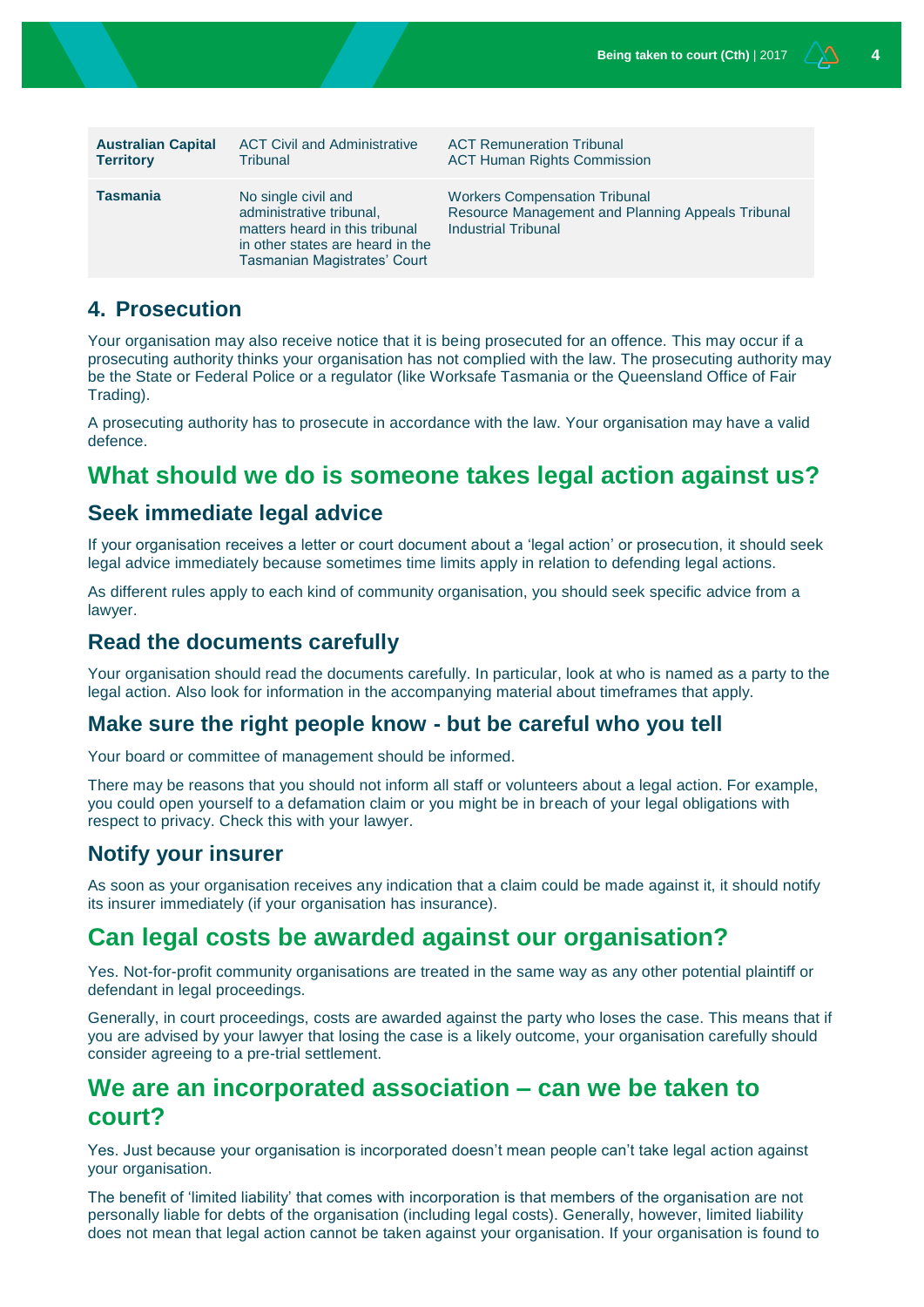| | | |
|---|---|---|
| **Australian Capital Territory** | ACT Civil and Administrative Tribunal | ACT Remuneration Tribunal<br>ACT Human Rights Commission |
| **Tasmania** | No single civil and administrative tribunal, matters heard in this tribunal in other states are heard in the Tasmanian Magistrates' Court | Workers Compensation Tribunal<br>Resource Management and Planning Appeals Tribunal<br>Industrial Tribunal |

### 4. Prosecution

Your organisation may also receive notice that it is being prosecuted for an offence. This may occur if a prosecuting authority thinks your organisation has not complied with the law. The prosecuting authority may be the State or Federal Police or a regulator (like Worksafe Tasmania or the Queensland Office of Fair Trading).

A prosecuting authority has to prosecute in accordance with the law. Your organisation may have a valid defence.

## What should we do is someone takes legal action against us?

### Seek immediate legal advice

If your organisation receives a letter or court document about a 'legal action' or prosecution, it should seek legal advice immediately because sometimes time limits apply in relation to defending legal actions.

As different rules apply to each kind of community organisation, you should seek specific advice from a lawyer.

### Read the documents carefully

Your organisation should read the documents carefully. In particular, look at who is named as a party to the legal action. Also look for information in the accompanying material about timeframes that apply.

### Make sure the right people know - but be careful who you tell

Your board or committee of management should be informed.

There may be reasons that you should not inform all staff or volunteers about a legal action. For example, you could open yourself to a defamation claim or you might be in breach of your legal obligations with respect to privacy. Check this with your lawyer.

### Notify your insurer

As soon as your organisation receives any indication that a claim could be made against it, it should notify its insurer immediately (if your organisation has insurance).

## Can legal costs be awarded against our organisation?

Yes. Not-for-profit community organisations are treated in the same way as any other potential plaintiff or defendant in legal proceedings.

Generally, in court proceedings, costs are awarded against the party who loses the case. This means that if you are advised by your lawyer that losing the case is a likely outcome, your organisation carefully should consider agreeing to a pre-trial settlement.

## We are an incorporated association – can we be taken to court?

Yes. Just because your organisation is incorporated doesn't mean people can't take legal action against your organisation.

The benefit of 'limited liability' that comes with incorporation is that members of the organisation are not personally liable for debts of the organisation (including legal costs). Generally, however, limited liability does not mean that legal action cannot be taken against your organisation. If your organisation is found to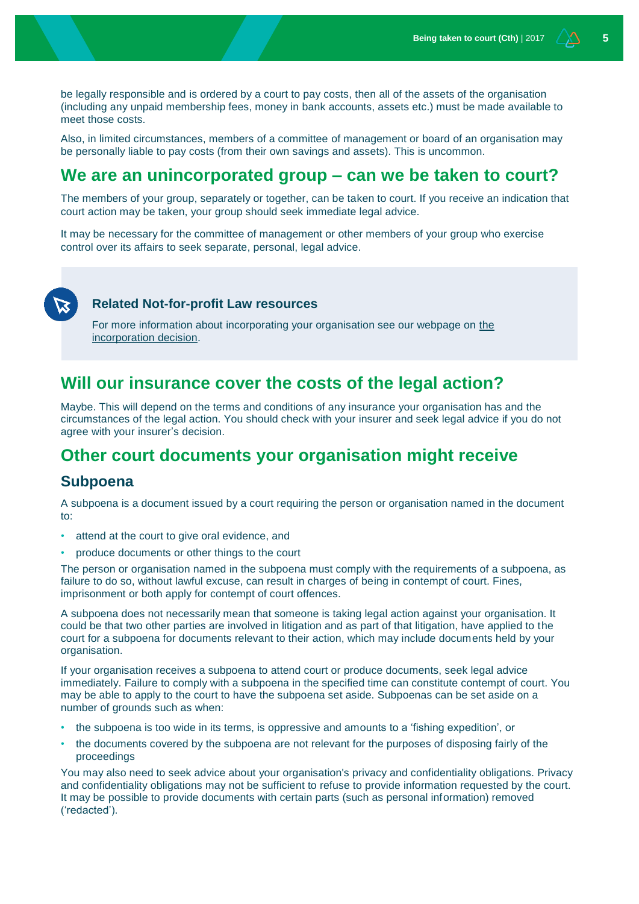be legally responsible and is ordered by a court to pay costs, then all of the assets of the organisation (including any unpaid membership fees, money in bank accounts, assets etc.) must be made available to meet those costs.

Also, in limited circumstances, members of a committee of management or board of an organisation may be personally liable to pay costs (from their own savings and assets). This is uncommon.

## We are an unincorporated group – can we be taken to court?

The members of your group, separately or together, can be taken to court. If you receive an indication that court action may be taken, your group should seek immediate legal advice.

It may be necessary for the committee of management or other members of your group who exercise control over its affairs to seek separate, personal, legal advice.

> **Related Not-for-profit Law resources**
>
> For more information about incorporating your organisation see our webpage on the incorporation decision.

## Will our insurance cover the costs of the legal action?

Maybe. This will depend on the terms and conditions of any insurance your organisation has and the circumstances of the legal action. You should check with your insurer and seek legal advice if you do not agree with your insurer's decision.

## Other court documents your organisation might receive

### Subpoena

A subpoena is a document issued by a court requiring the person or organisation named in the document to:

- attend at the court to give oral evidence, and
- produce documents or other things to the court

The person or organisation named in the subpoena must comply with the requirements of a subpoena, as failure to do so, without lawful excuse, can result in charges of being in contempt of court. Fines, imprisonment or both apply for contempt of court offences.

A subpoena does not necessarily mean that someone is taking legal action against your organisation. It could be that two other parties are involved in litigation and as part of that litigation, have applied to the court for a subpoena for documents relevant to their action, which may include documents held by your organisation.

If your organisation receives a subpoena to attend court or produce documents, seek legal advice immediately. Failure to comply with a subpoena in the specified time can constitute contempt of court. You may be able to apply to the court to have the subpoena set aside. Subpoenas can be set aside on a number of grounds such as when:

- the subpoena is too wide in its terms, is oppressive and amounts to a 'fishing expedition', or
- the documents covered by the subpoena are not relevant for the purposes of disposing fairly of the proceedings

You may also need to seek advice about your organisation's privacy and confidentiality obligations. Privacy and confidentiality obligations may not be sufficient to refuse to provide information requested by the court. It may be possible to provide documents with certain parts (such as personal information) removed ('redacted').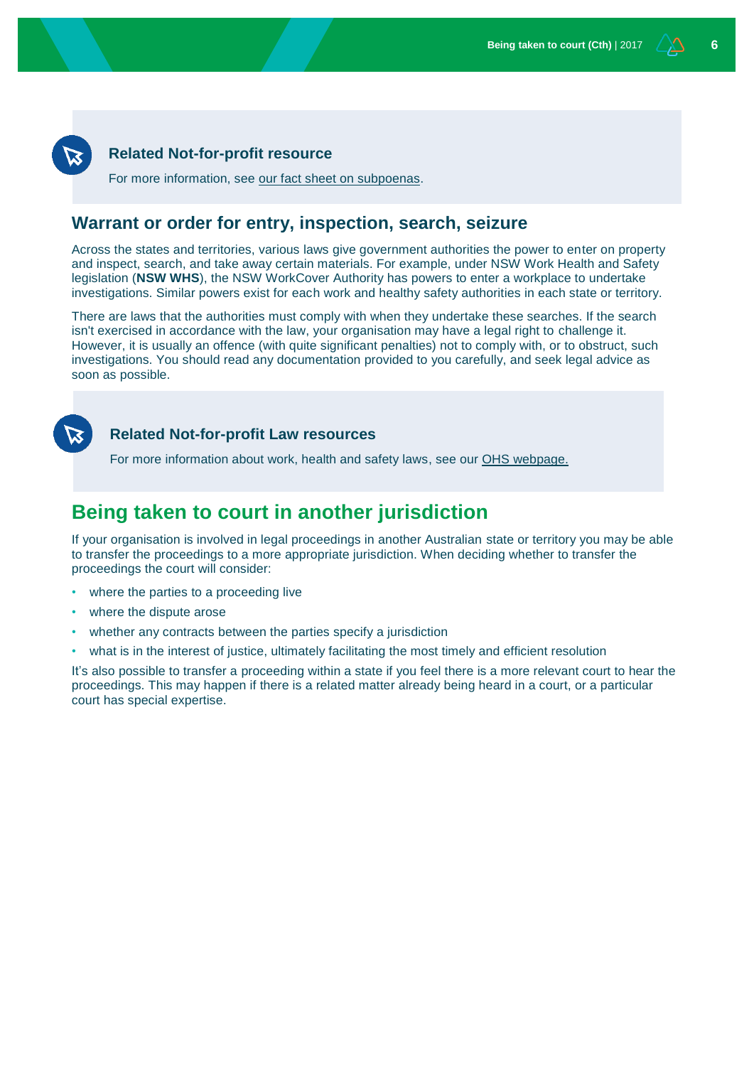> **Related Not-for-profit resource**
>
> For more information, see our fact sheet on subpoenas.

## Warrant or order for entry, inspection, search, seizure

Across the states and territories, various laws give government authorities the power to enter on property and inspect, search, and take away certain materials. For example, under NSW Work Health and Safety legislation (**NSW WHS**), the NSW WorkCover Authority has powers to enter a workplace to undertake investigations. Similar powers exist for each work and healthy safety authorities in each state or territory.

There are laws that the authorities must comply with when they undertake these searches. If the search isn't exercised in accordance with the law, your organisation may have a legal right to challenge it. However, it is usually an offence (with quite significant penalties) not to comply with, or to obstruct, such investigations. You should read any documentation provided to you carefully, and seek legal advice as soon as possible.

> **Related Not-for-profit Law resources**
>
> For more information about work, health and safety laws, see our OHS webpage.

# Being taken to court in another jurisdiction

If your organisation is involved in legal proceedings in another Australian state or territory you may be able to transfer the proceedings to a more appropriate jurisdiction. When deciding whether to transfer the proceedings the court will consider:

- where the parties to a proceeding live
- where the dispute arose
- whether any contracts between the parties specify a jurisdiction
- what is in the interest of justice, ultimately facilitating the most timely and efficient resolution

It's also possible to transfer a proceeding within a state if you feel there is a more relevant court to hear the proceedings. This may happen if there is a related matter already being heard in a court, or a particular court has special expertise.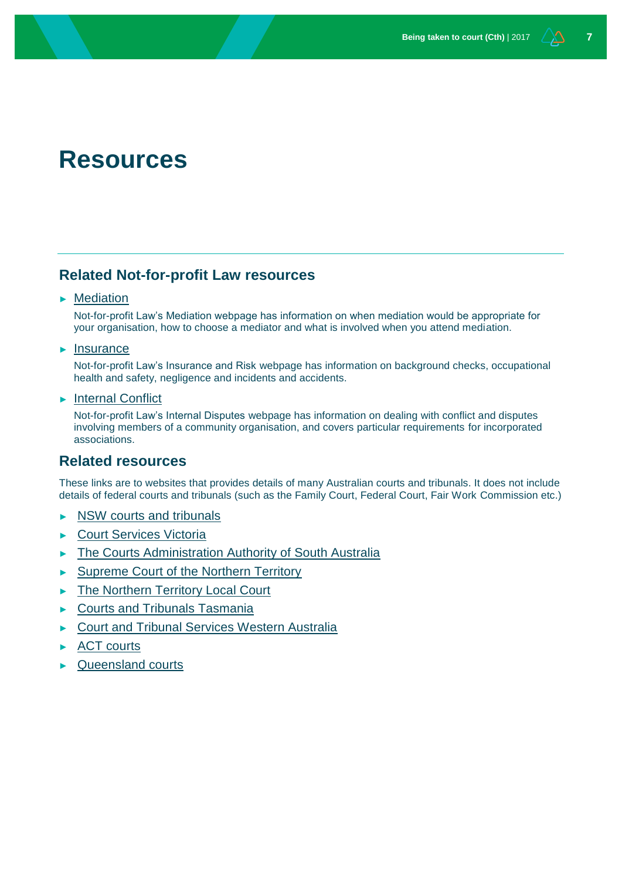# Resources

## Related Not-for-profit Law resources

- Mediation

  Not-for-profit Law's Mediation webpage has information on when mediation would be appropriate for your organisation, how to choose a mediator and what is involved when you attend mediation.

- Insurance

  Not-for-profit Law's Insurance and Risk webpage has information on background checks, occupational health and safety, negligence and incidents and accidents.

- Internal Conflict

  Not-for-profit Law's Internal Disputes webpage has information on dealing with conflict and disputes involving members of a community organisation, and covers particular requirements for incorporated associations.

## Related resources

These links are to websites that provides details of many Australian courts and tribunals. It does not include details of federal courts and tribunals (such as the Family Court, Federal Court, Fair Work Commission etc.)

- NSW courts and tribunals
- Court Services Victoria
- The Courts Administration Authority of South Australia
- Supreme Court of the Northern Territory
- The Northern Territory Local Court
- Courts and Tribunals Tasmania
- Court and Tribunal Services Western Australia
- ACT courts
- Queensland courts